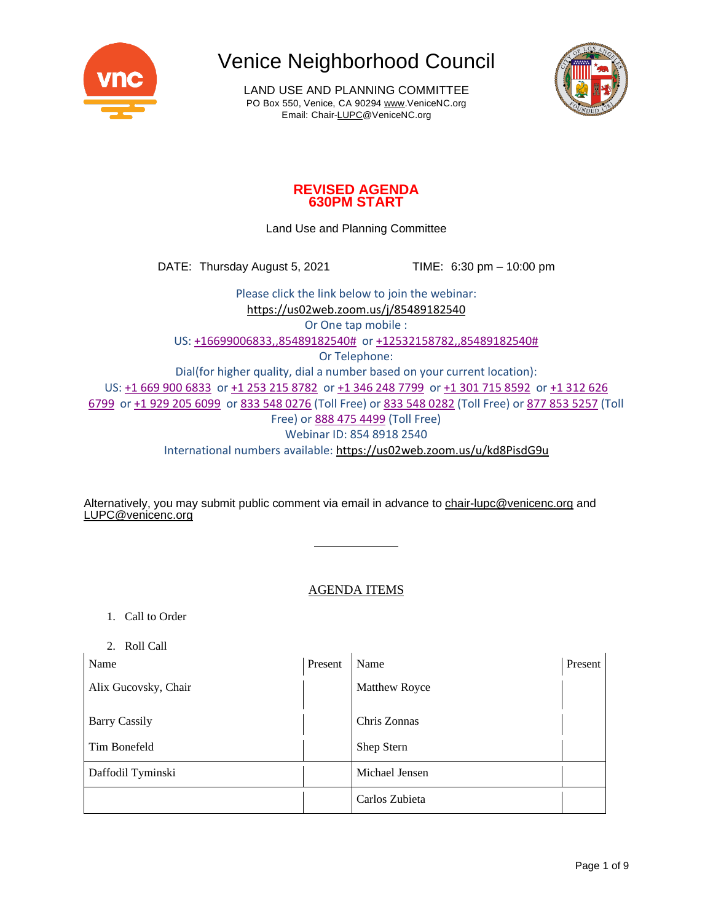# Venice Neighborhood Council

LAND USE AND PLANNING COMMITTEE
PO Box 550, Venice, CA 90294 www.VeniceNC.org
Email: Chair-LUPC@VeniceNC.org

**REVISED AGENDA**
**630PM START**

Land Use and Planning Committee

DATE: Thursday August 5, 2021 TIME: 6:30 pm – 10:00 pm

Please click the link below to join the webinar:
https://us02web.zoom.us/j/85489182540
Or One tap mobile :
US: +16699006833,,85489182540# or +12532158782,,85489182540#
Or Telephone:
Dial(for higher quality, dial a number based on your current location):
US: +1 669 900 6833 or +1 253 215 8782 or +1 346 248 7799 or +1 301 715 8592 or +1 312 626 6799 or +1 929 205 6099 or 833 548 0276 (Toll Free) or 833 548 0282 (Toll Free) or 877 853 5257 (Toll Free) or 888 475 4499 (Toll Free)
Webinar ID: 854 8918 2540
International numbers available: https://us02web.zoom.us/u/kd8PisdG9u

Alternatively, you may submit public comment via email in advance to chair-lupc@venicenc.org and LUPC@venicenc.org

---

## AGENDA ITEMS

1. Call to Order
2. Roll Call

| Name | Present | Name | Present |
|---|---|---|---|
| Alix Gucovsky, Chair | | Matthew Royce | |
| Barry Cassily | | Chris Zonnas | |
| Tim Bonefeld | | Shep Stern | |
| Daffodil Tyminski | | Michael Jensen | |
| | | Carlos Zubieta | |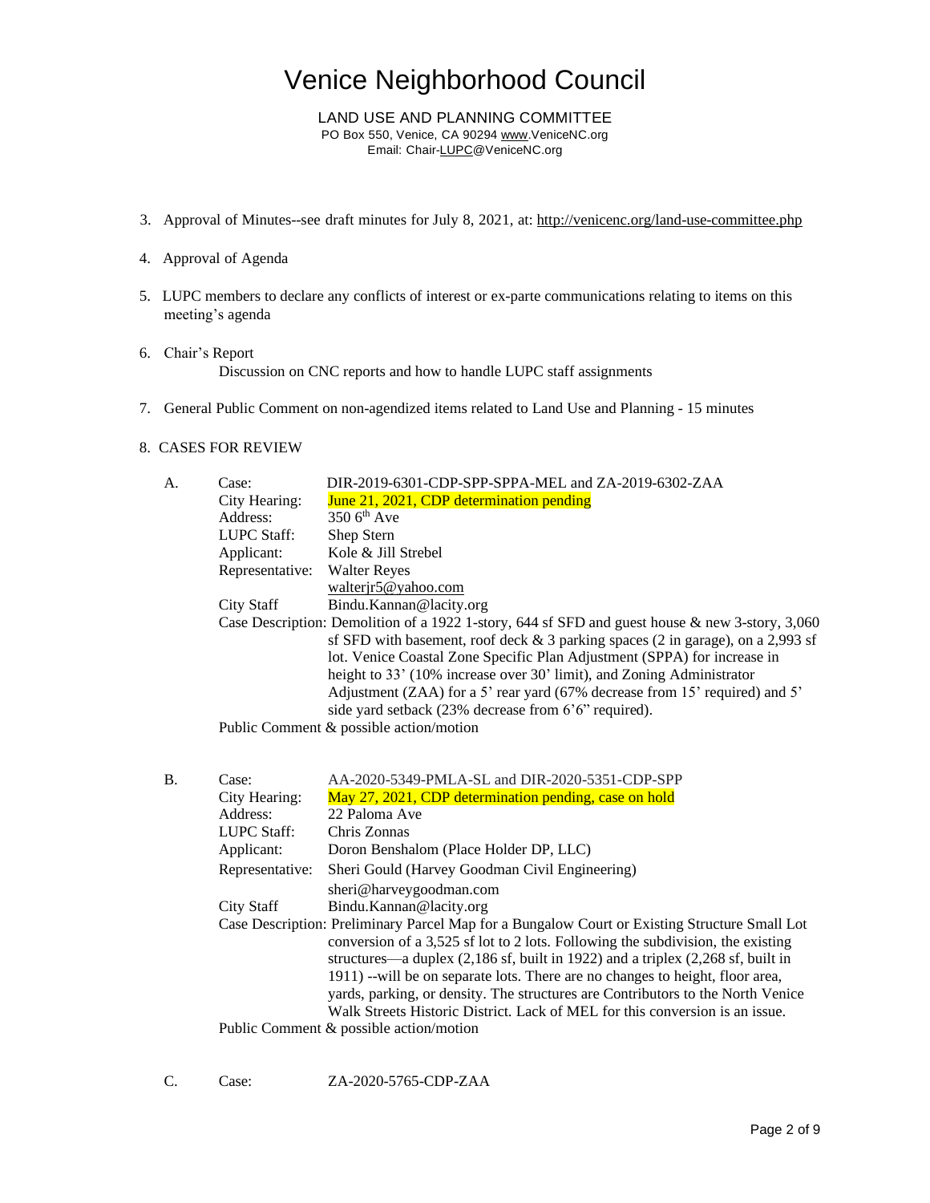# Venice Neighborhood Council

LAND USE AND PLANNING COMMITTEE
PO Box 550, Venice, CA 90294 www.VeniceNC.org
Email: Chair-LUPC@VeniceNC.org

3. Approval of Minutes--see draft minutes for July 8, 2021, at: http://venicenc.org/land-use-committee.php

4. Approval of Agenda

5. LUPC members to declare any conflicts of interest or ex-parte communications relating to items on this meeting's agenda

6. Chair's Report
   Discussion on CNC reports and how to handle LUPC staff assignments

7. General Public Comment on non-agendized items related to Land Use and Planning - 15 minutes

8. CASES FOR REVIEW

A. Case: DIR-2019-6301-CDP-SPP-SPPA-MEL and ZA-2019-6302-ZAA
   City Hearing: June 21, 2021, CDP determination pending
   Address: 350 6th Ave
   LUPC Staff: Shep Stern
   Applicant: Kole & Jill Strebel
   Representative: Walter Reyes
   walterjr5@yahoo.com
   City Staff: Bindu.Kannan@lacity.org
   Case Description: Demolition of a 1922 1-story, 644 sf SFD and guest house & new 3-story, 3,060 sf SFD with basement, roof deck & 3 parking spaces (2 in garage), on a 2,993 sf lot. Venice Coastal Zone Specific Plan Adjustment (SPPA) for increase in height to 33' (10% increase over 30' limit), and Zoning Administrator Adjustment (ZAA) for a 5' rear yard (67% decrease from 15' required) and 5' side yard setback (23% decrease from 6'6" required).
   Public Comment & possible action/motion

B. Case: AA-2020-5349-PMLA-SL and DIR-2020-5351-CDP-SPP
   City Hearing: May 27, 2021, CDP determination pending, case on hold
   Address: 22 Paloma Ave
   LUPC Staff: Chris Zonnas
   Applicant: Doron Benshalom (Place Holder DP, LLC)
   Representative: Sheri Gould (Harvey Goodman Civil Engineering)
   sheri@harveygoodman.com
   City Staff: Bindu.Kannan@lacity.org
   Case Description: Preliminary Parcel Map for a Bungalow Court or Existing Structure Small Lot conversion of a 3,525 sf lot to 2 lots. Following the subdivision, the existing structures—a duplex (2,186 sf, built in 1922) and a triplex (2,268 sf, built in 1911) --will be on separate lots. There are no changes to height, floor area, yards, parking, or density. The structures are Contributors to the North Venice Walk Streets Historic District. Lack of MEL for this conversion is an issue.
   Public Comment & possible action/motion

C. Case: ZA-2020-5765-CDP-ZAA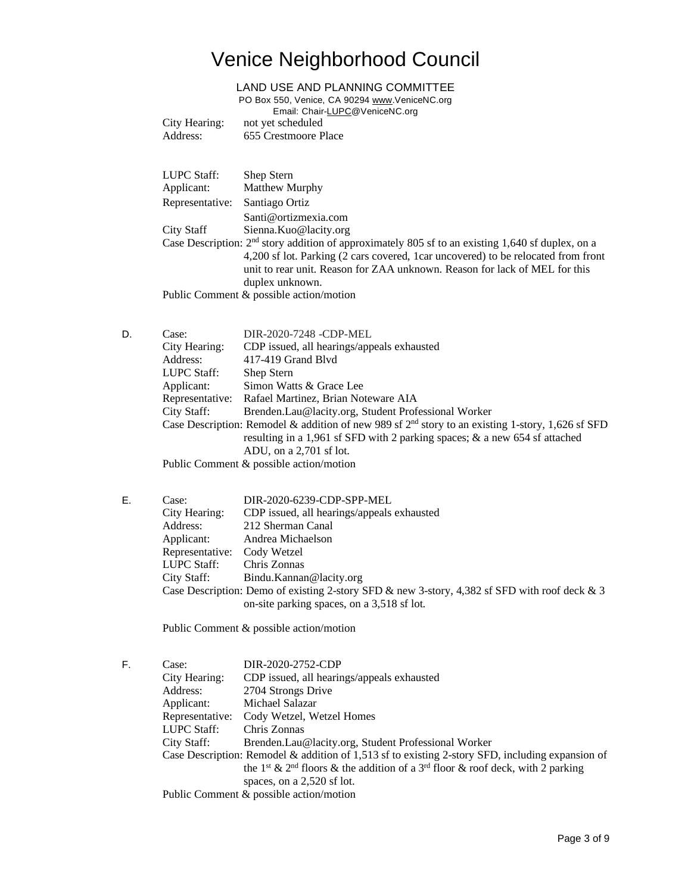# Venice Neighborhood Council

LAND USE AND PLANNING COMMITTEE
PO Box 550, Venice, CA 90294 www.VeniceNC.org
Email: Chair-LUPC@VeniceNC.org

City Hearing: not yet scheduled
Address: 655 Crestmoore Place

LUPC Staff: Shep Stern
Applicant: Matthew Murphy
Representative: Santiago Ortiz
Santi@ortizmexia.com
City Staff Sienna.Kuo@lacity.org
Case Description: 2nd story addition of approximately 805 sf to an existing 1,640 sf duplex, on a 4,200 sf lot. Parking (2 cars covered, 1car uncovered) to be relocated from front unit to rear unit. Reason for ZAA unknown. Reason for lack of MEL for this duplex unknown.
Public Comment & possible action/motion

D. Case: DIR-2020-7248 -CDP-MEL
City Hearing: CDP issued, all hearings/appeals exhausted
Address: 417-419 Grand Blvd
LUPC Staff: Shep Stern
Applicant: Simon Watts & Grace Lee
Representative: Rafael Martinez, Brian Noteware AIA
City Staff: Brenden.Lau@lacity.org, Student Professional Worker
Case Description: Remodel & addition of new 989 sf 2nd story to an existing 1-story, 1,626 sf SFD resulting in a 1,961 sf SFD with 2 parking spaces; & a new 654 sf attached ADU, on a 2,701 sf lot.
Public Comment & possible action/motion

E. Case: DIR-2020-6239-CDP-SPP-MEL
City Hearing: CDP issued, all hearings/appeals exhausted
Address: 212 Sherman Canal
Applicant: Andrea Michaelson
Representative: Cody Wetzel
LUPC Staff: Chris Zonnas
City Staff: Bindu.Kannan@lacity.org
Case Description: Demo of existing 2-story SFD & new 3-story, 4,382 sf SFD with roof deck & 3 on-site parking spaces, on a 3,518 sf lot.

Public Comment & possible action/motion

F. Case: DIR-2020-2752-CDP
City Hearing: CDP issued, all hearings/appeals exhausted
Address: 2704 Strongs Drive
Applicant: Michael Salazar
Representative: Cody Wetzel, Wetzel Homes
LUPC Staff: Chris Zonnas
City Staff: Brenden.Lau@lacity.org, Student Professional Worker
Case Description: Remodel & addition of 1,513 sf to existing 2-story SFD, including expansion of the 1st & 2nd floors & the addition of a 3rd floor & roof deck, with 2 parking spaces, on a 2,520 sf lot.
Public Comment & possible action/motion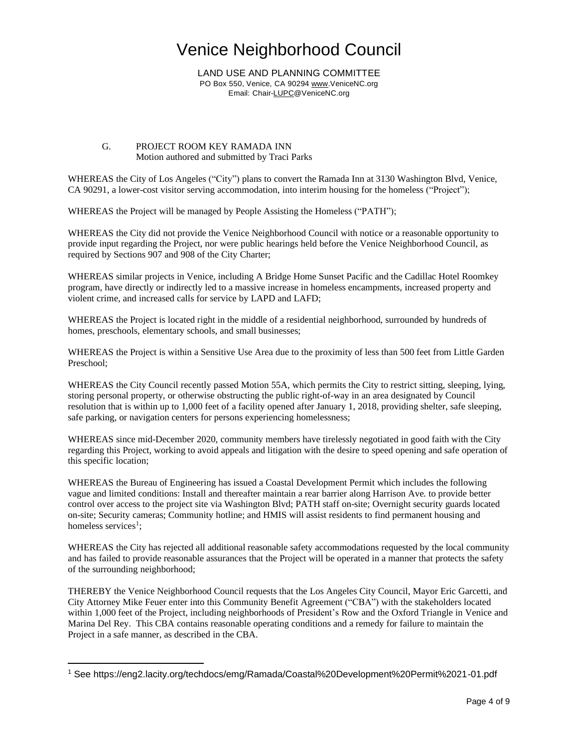# Venice Neighborhood Council

LAND USE AND PLANNING COMMITTEE
PO Box 550, Venice, CA 90294 www.VeniceNC.org
Email: Chair-LUPC@VeniceNC.org

G. PROJECT ROOM KEY RAMADA INN
Motion authored and submitted by Traci Parks

WHEREAS the City of Los Angeles ("City") plans to convert the Ramada Inn at 3130 Washington Blvd, Venice, CA 90291, a lower-cost visitor serving accommodation, into interim housing for the homeless ("Project");

WHEREAS the Project will be managed by People Assisting the Homeless ("PATH");

WHEREAS the City did not provide the Venice Neighborhood Council with notice or a reasonable opportunity to provide input regarding the Project, nor were public hearings held before the Venice Neighborhood Council, as required by Sections 907 and 908 of the City Charter;

WHEREAS similar projects in Venice, including A Bridge Home Sunset Pacific and the Cadillac Hotel Roomkey program, have directly or indirectly led to a massive increase in homeless encampments, increased property and violent crime, and increased calls for service by LAPD and LAFD;

WHEREAS the Project is located right in the middle of a residential neighborhood, surrounded by hundreds of homes, preschools, elementary schools, and small businesses;

WHEREAS the Project is within a Sensitive Use Area due to the proximity of less than 500 feet from Little Garden Preschool;

WHEREAS the City Council recently passed Motion 55A, which permits the City to restrict sitting, sleeping, lying, storing personal property, or otherwise obstructing the public right-of-way in an area designated by Council resolution that is within up to 1,000 feet of a facility opened after January 1, 2018, providing shelter, safe sleeping, safe parking, or navigation centers for persons experiencing homelessness;

WHEREAS since mid-December 2020, community members have tirelessly negotiated in good faith with the City regarding this Project, working to avoid appeals and litigation with the desire to speed opening and safe operation of this specific location;

WHEREAS the Bureau of Engineering has issued a Coastal Development Permit which includes the following vague and limited conditions: Install and thereafter maintain a rear barrier along Harrison Ave. to provide better control over access to the project site via Washington Blvd; PATH staff on-site; Overnight security guards located on-site; Security cameras; Community hotline; and HMIS will assist residents to find permanent housing and homeless services[1];

WHEREAS the City has rejected all additional reasonable safety accommodations requested by the local community and has failed to provide reasonable assurances that the Project will be operated in a manner that protects the safety of the surrounding neighborhood;

THEREBY the Venice Neighborhood Council requests that the Los Angeles City Council, Mayor Eric Garcetti, and City Attorney Mike Feuer enter into this Community Benefit Agreement ("CBA") with the stakeholders located within 1,000 feet of the Project, including neighborhoods of President's Row and the Oxford Triangle in Venice and Marina Del Rey. This CBA contains reasonable operating conditions and a remedy for failure to maintain the Project in a safe manner, as described in the CBA.

---

[1] See https://eng2.lacity.org/techdocs/emg/Ramada/Coastal%20Development%20Permit%2021-01.pdf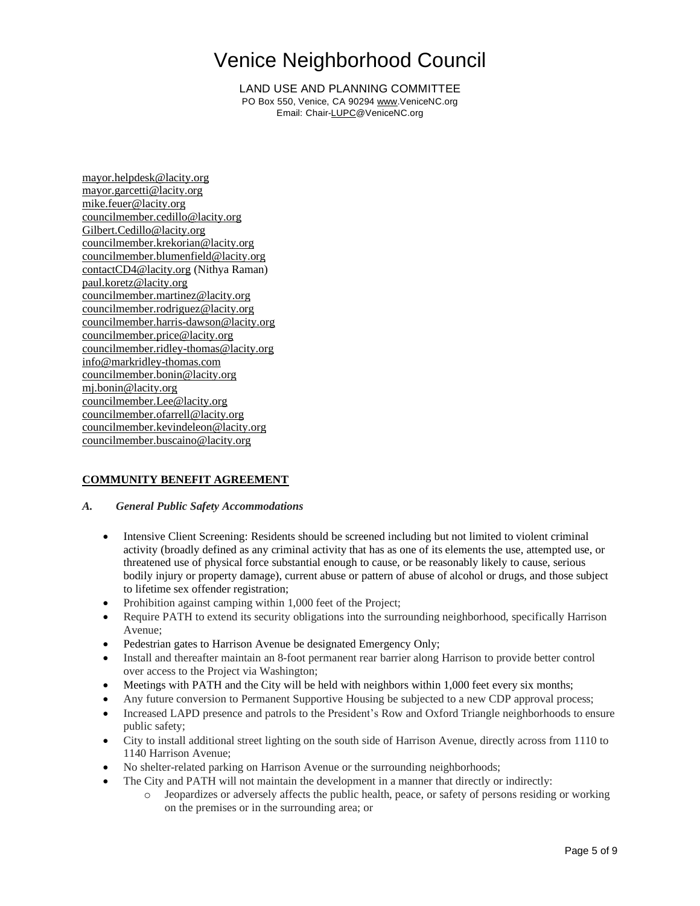# Venice Neighborhood Council

LAND USE AND PLANNING COMMITTEE
PO Box 550, Venice, CA 90294 www.VeniceNC.org
Email: Chair-LUPC@VeniceNC.org

mayor.helpdesk@lacity.org
mayor.garcetti@lacity.org
mike.feuer@lacity.org
councilmember.cedillo@lacity.org
Gilbert.Cedillo@lacity.org
councilmember.krekorian@lacity.org
councilmember.blumenfield@lacity.org
contactCD4@lacity.org (Nithya Raman)
paul.koretz@lacity.org
councilmember.martinez@lacity.org
councilmember.rodriguez@lacity.org
councilmember.harris-dawson@lacity.org
councilmember.price@lacity.org
councilmember.ridley-thomas@lacity.org
info@markridley-thomas.com
councilmember.bonin@lacity.org
mj.bonin@lacity.org
councilmember.Lee@lacity.org
councilmember.ofarrell@lacity.org
councilmember.kevindeleon@lacity.org
councilmember.buscaino@lacity.org

## COMMUNITY BENEFIT AGREEMENT

### *A. General Public Safety Accommodations*

- Intensive Client Screening: Residents should be screened including but not limited to violent criminal activity (broadly defined as any criminal activity that has as one of its elements the use, attempted use, or threatened use of physical force substantial enough to cause, or be reasonably likely to cause, serious bodily injury or property damage), current abuse or pattern of abuse of alcohol or drugs, and those subject to lifetime sex offender registration;
- Prohibition against camping within 1,000 feet of the Project;
- Require PATH to extend its security obligations into the surrounding neighborhood, specifically Harrison Avenue;
- Pedestrian gates to Harrison Avenue be designated Emergency Only;
- Install and thereafter maintain an 8-foot permanent rear barrier along Harrison to provide better control over access to the Project via Washington;
- Meetings with PATH and the City will be held with neighbors within 1,000 feet every six months;
- Any future conversion to Permanent Supportive Housing be subjected to a new CDP approval process;
- Increased LAPD presence and patrols to the President's Row and Oxford Triangle neighborhoods to ensure public safety;
- City to install additional street lighting on the south side of Harrison Avenue, directly across from 1110 to 1140 Harrison Avenue;
- No shelter-related parking on Harrison Avenue or the surrounding neighborhoods;
- The City and PATH will not maintain the development in a manner that directly or indirectly:
  - Jeopardizes or adversely affects the public health, peace, or safety of persons residing or working on the premises or in the surrounding area; or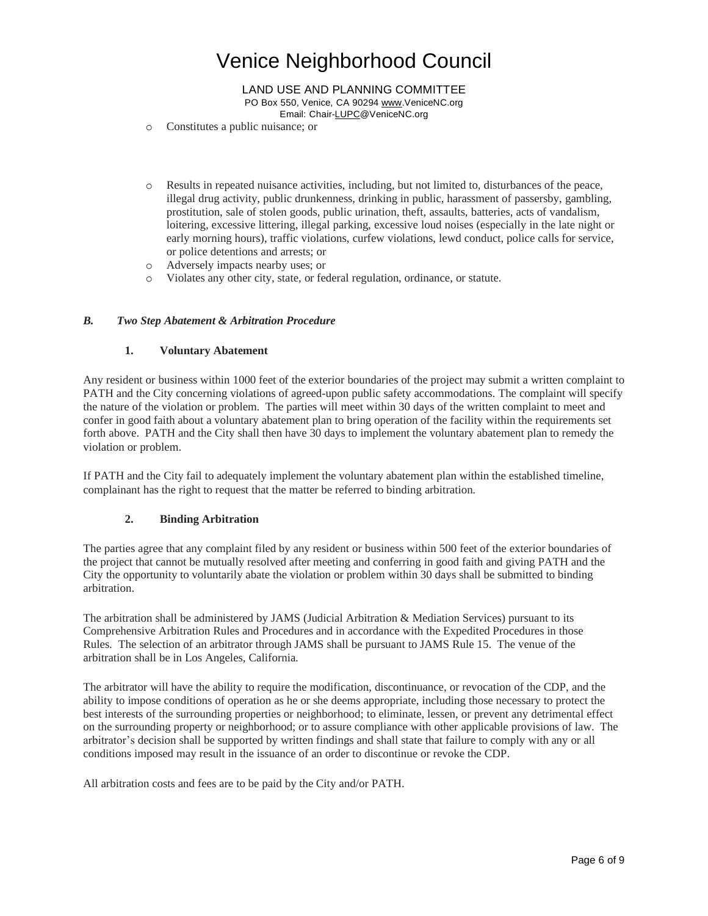- Constitutes a public nuisance; or

- Results in repeated nuisance activities, including, but not limited to, disturbances of the peace, illegal drug activity, public drunkenness, drinking in public, harassment of passersby, gambling, prostitution, sale of stolen goods, public urination, theft, assaults, batteries, acts of vandalism, loitering, excessive littering, illegal parking, excessive loud noises (especially in the late night or early morning hours), traffic violations, curfew violations, lewd conduct, police calls for service, or police detentions and arrests; or
- Adversely impacts nearby uses; or
- Violates any other city, state, or federal regulation, ordinance, or statute.

### *B. Two Step Abatement & Arbitration Procedure*

#### 1. Voluntary Abatement

Any resident or business within 1000 feet of the exterior boundaries of the project may submit a written complaint to PATH and the City concerning violations of agreed-upon public safety accommodations. The complaint will specify the nature of the violation or problem. The parties will meet within 30 days of the written complaint to meet and confer in good faith about a voluntary abatement plan to bring operation of the facility within the requirements set forth above. PATH and the City shall then have 30 days to implement the voluntary abatement plan to remedy the violation or problem.

If PATH and the City fail to adequately implement the voluntary abatement plan within the established timeline, complainant has the right to request that the matter be referred to binding arbitration.

#### 2. Binding Arbitration

The parties agree that any complaint filed by any resident or business within 500 feet of the exterior boundaries of the project that cannot be mutually resolved after meeting and conferring in good faith and giving PATH and the City the opportunity to voluntarily abate the violation or problem within 30 days shall be submitted to binding arbitration.

The arbitration shall be administered by JAMS (Judicial Arbitration & Mediation Services) pursuant to its Comprehensive Arbitration Rules and Procedures and in accordance with the Expedited Procedures in those Rules. The selection of an arbitrator through JAMS shall be pursuant to JAMS Rule 15. The venue of the arbitration shall be in Los Angeles, California.

The arbitrator will have the ability to require the modification, discontinuance, or revocation of the CDP, and the ability to impose conditions of operation as he or she deems appropriate, including those necessary to protect the best interests of the surrounding properties or neighborhood; to eliminate, lessen, or prevent any detrimental effect on the surrounding property or neighborhood; or to assure compliance with other applicable provisions of law. The arbitrator's decision shall be supported by written findings and shall state that failure to comply with any or all conditions imposed may result in the issuance of an order to discontinue or revoke the CDP.

All arbitration costs and fees are to be paid by the City and/or PATH.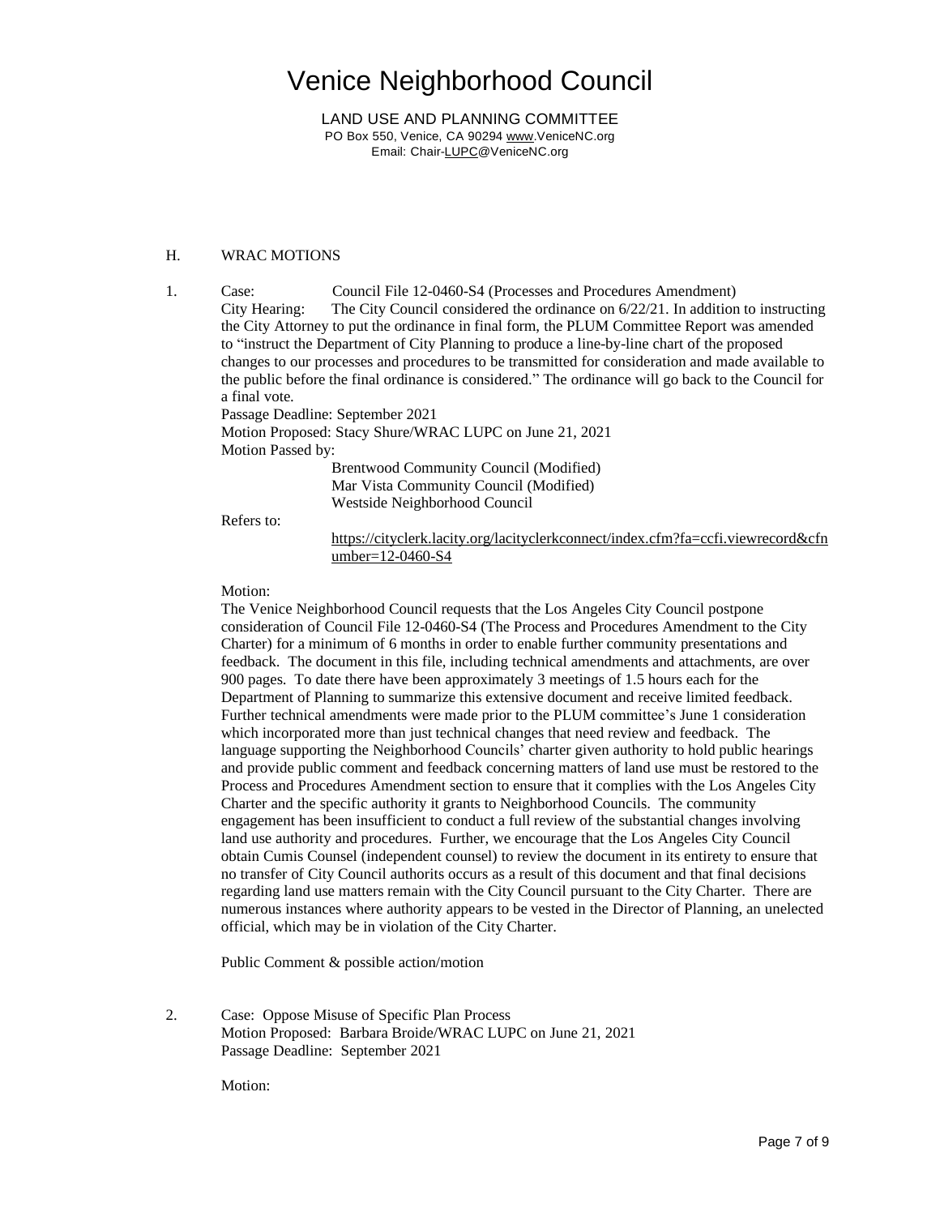# Venice Neighborhood Council

LAND USE AND PLANNING COMMITTEE
PO Box 550, Venice, CA 90294 www.VeniceNC.org
Email: Chair-LUPC@VeniceNC.org

H. WRAC MOTIONS

1. Case: Council File 12-0460-S4 (Processes and Procedures Amendment)

   City Hearing: The City Council considered the ordinance on 6/22/21. In addition to instructing the City Attorney to put the ordinance in final form, the PLUM Committee Report was amended to "instruct the Department of City Planning to produce a line-by-line chart of the proposed changes to our processes and procedures to be transmitted for consideration and made available to the public before the final ordinance is considered." The ordinance will go back to the Council for a final vote.

   Passage Deadline: September 2021

   Motion Proposed: Stacy Shure/WRAC LUPC on June 21, 2021

   Motion Passed by:

   Brentwood Community Council (Modified)
   Mar Vista Community Council (Modified)
   Westside Neighborhood Council

   Refers to:

   https://cityclerk.lacity.org/lacityclerkconnect/index.cfm?fa=ccfi.viewrecord&cfnumber=12-0460-S4

   Motion:

   The Venice Neighborhood Council requests that the Los Angeles City Council postpone consideration of Council File 12-0460-S4 (The Process and Procedures Amendment to the City Charter) for a minimum of 6 months in order to enable further community presentations and feedback. The document in this file, including technical amendments and attachments, are over 900 pages. To date there have been approximately 3 meetings of 1.5 hours each for the Department of Planning to summarize this extensive document and receive limited feedback. Further technical amendments were made prior to the PLUM committee's June 1 consideration which incorporated more than just technical changes that need review and feedback. The language supporting the Neighborhood Councils' charter given authority to hold public hearings and provide public comment and feedback concerning matters of land use must be restored to the Process and Procedures Amendment section to ensure that it complies with the Los Angeles City Charter and the specific authority it grants to Neighborhood Councils. The community engagement has been insufficient to conduct a full review of the substantial changes involving land use authority and procedures. Further, we encourage that the Los Angeles City Council obtain Cumis Counsel (independent counsel) to review the document in its entirety to ensure that no transfer of City Council authorities occurs as a result of this document and that final decisions regarding land use matters remain with the City Council pursuant to the City Charter. There are numerous instances where authority appears to be vested in the Director of Planning, an unelected official, which may be in violation of the City Charter.

   Public Comment & possible action/motion

2. Case: Oppose Misuse of Specific Plan Process

   Motion Proposed: Barbara Broide/WRAC LUPC on June 21, 2021

   Passage Deadline: September 2021

   Motion: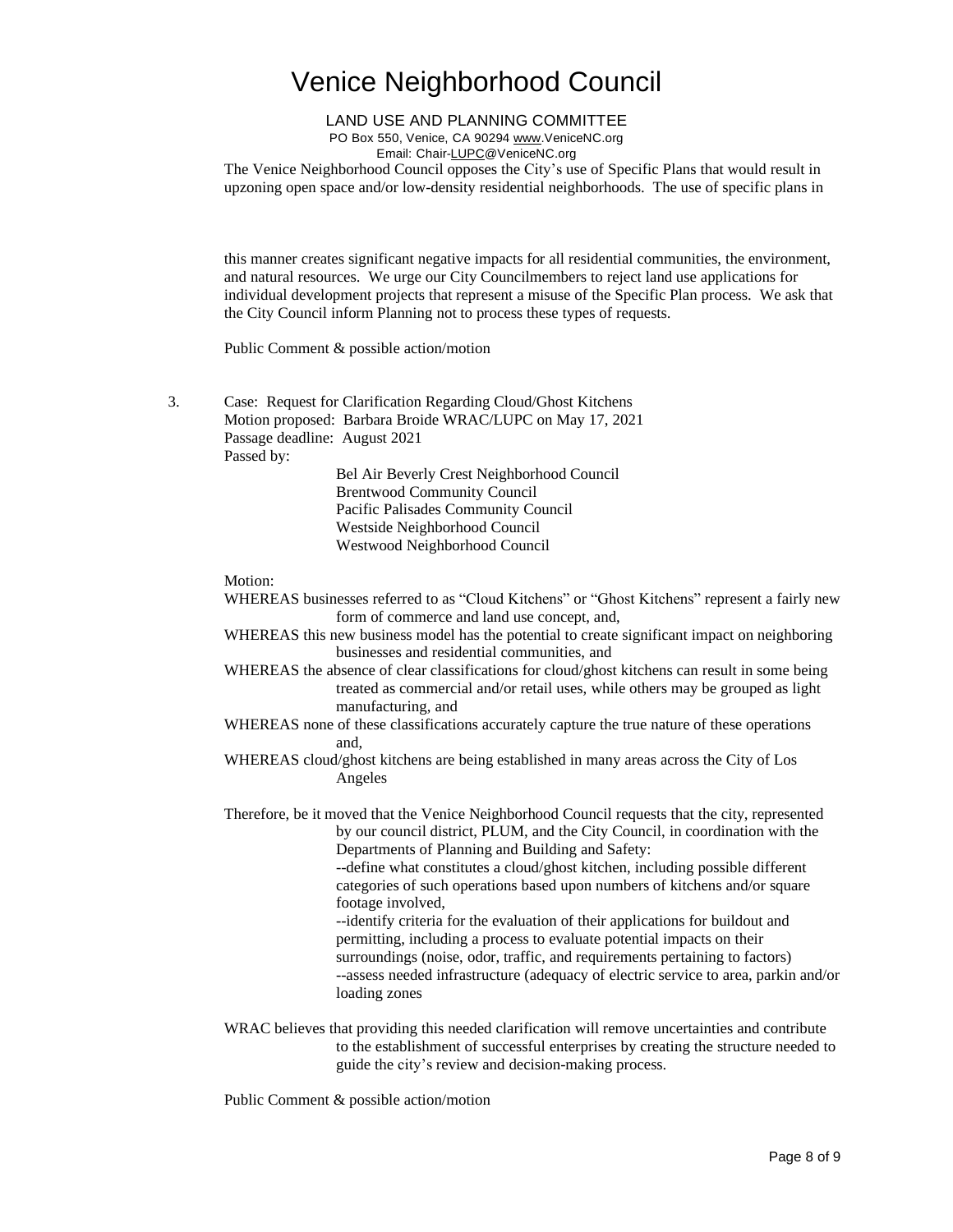# Venice Neighborhood Council

LAND USE AND PLANNING COMMITTEE
PO Box 550, Venice, CA 90294 www.VeniceNC.org
Email: Chair-LUPC@VeniceNC.org

The Venice Neighborhood Council opposes the City's use of Specific Plans that would result in upzoning open space and/or low-density residential neighborhoods. The use of specific plans in this manner creates significant negative impacts for all residential communities, the environment, and natural resources. We urge our City Councilmembers to reject land use applications for individual development projects that represent a misuse of the Specific Plan process. We ask that the City Council inform Planning not to process these types of requests.

Public Comment & possible action/motion

3. Case: Request for Clarification Regarding Cloud/Ghost Kitchens
   Motion proposed: Barbara Broide WRAC/LUPC on May 17, 2021
   Passage deadline: August 2021
   Passed by:
   - Bel Air Beverly Crest Neighborhood Council
   - Brentwood Community Council
   - Pacific Palisades Community Council
   - Westside Neighborhood Council
   - Westwood Neighborhood Council

   Motion:

   WHEREAS businesses referred to as "Cloud Kitchens" or "Ghost Kitchens" represent a fairly new form of commerce and land use concept, and,

   WHEREAS this new business model has the potential to create significant impact on neighboring businesses and residential communities, and

   WHEREAS the absence of clear classifications for cloud/ghost kitchens can result in some being treated as commercial and/or retail uses, while others may be grouped as light manufacturing, and

   WHEREAS none of these classifications accurately capture the true nature of these operations and,

   WHEREAS cloud/ghost kitchens are being established in many areas across the City of Los Angeles

   Therefore, be it moved that the Venice Neighborhood Council requests that the city, represented by our council district, PLUM, and the City Council, in coordination with the Departments of Planning and Building and Safety:

   --define what constitutes a cloud/ghost kitchen, including possible different categories of such operations based upon numbers of kitchens and/or square footage involved,

   --identify criteria for the evaluation of their applications for buildout and permitting, including a process to evaluate potential impacts on their surroundings (noise, odor, traffic, and requirements pertaining to factors)

   --assess needed infrastructure (adequacy of electric service to area, parkin and/or loading zones

   WRAC believes that providing this needed clarification will remove uncertainties and contribute to the establishment of successful enterprises by creating the structure needed to guide the city's review and decision-making process.

   Public Comment & possible action/motion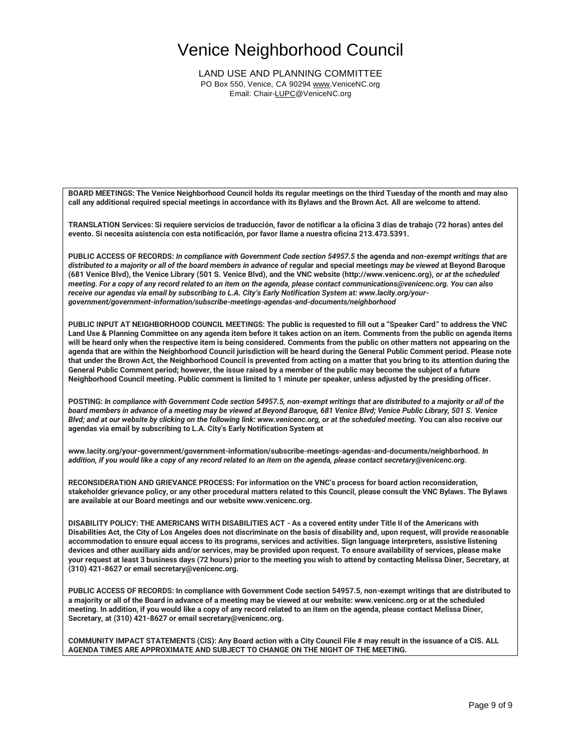# Venice Neighborhood Council

LAND USE AND PLANNING COMMITTEE
PO Box 550, Venice, CA 90294 www.VeniceNC.org
Email: Chair-LUPC@VeniceNC.org

**BOARD MEETINGS: The Venice Neighborhood Council holds its regular meetings on the third Tuesday of the month and may also call any additional required special meetings in accordance with its Bylaws and the Brown Act. All are welcome to attend.**

**TRANSLATION Services: Si requiere servicios de traducción, favor de notificar a la oficina 3 días de trabajo (72 horas) antes del evento. Si necesita asistencia con esta notificación, por favor llame a nuestra oficina 213.473.5391.**

**PUBLIC ACCESS OF RECORDS:** ***In compliance with Government Code section 54957.5*** **the agenda and** ***non-exempt writings that are distributed to a majority or all of the board members in advance of*** **regular and special meetings** ***may be viewed*** **at Beyond Baroque (681 Venice Blvd), the Venice Library (501 S. Venice Blvd), and the VNC website (http://www.venicenc.org),** ***or at the scheduled meeting. For a copy of any record related to an item on the agenda, please contact communications@venicenc.org. You can also receive our agendas via email by subscribing to L.A. City's Early Notification System at: www.lacity.org/your-government/government-information/subscribe-meetings-agendas-and-documents/neighborhood***

**PUBLIC INPUT AT NEIGHBORHOOD COUNCIL MEETINGS: The public is requested to fill out a "Speaker Card" to address the VNC Land Use & Planning Committee on any agenda item before it takes action on an item. Comments from the public on agenda items will be heard only when the respective item is being considered. Comments from the public on other matters not appearing on the agenda that are within the Neighborhood Council jurisdiction will be heard during the General Public Comment period. Please note that under the Brown Act, the Neighborhood Council is prevented from acting on a matter that you bring to its attention during the General Public Comment period; however, the issue raised by a member of the public may become the subject of a future Neighborhood Council meeting. Public comment is limited to 1 minute per speaker, unless adjusted by the presiding officer.**

**POSTING:** ***In compliance with Government Code section 54957.5, non-exempt writings that are distributed to a majority or all of the board members in advance of a meeting may be viewed at Beyond Baroque, 681 Venice Blvd; Venice Public Library, 501 S. Venice Blvd; and at our website by clicking on the following link: www.venicenc.org, or at the scheduled meeting.*** **You can also receive our agendas via email by subscribing to L.A. City's Early Notification System at**

**www.lacity.org/your-government/government-information/subscribe-meetings-agendas-and-documents/neighborhood.** ***In addition, if you would like a copy of any record related to an item on the agenda, please contact secretary@venicenc.org.***

**RECONSIDERATION AND GRIEVANCE PROCESS: For information on the VNC's process for board action reconsideration, stakeholder grievance policy, or any other procedural matters related to this Council, please consult the VNC Bylaws. The Bylaws are available at our Board meetings and our website www.venicenc.org.**

**DISABILITY POLICY: THE AMERICANS WITH DISABILITIES ACT - As a covered entity under Title II of the Americans with Disabilities Act, the City of Los Angeles does not discriminate on the basis of disability and, upon request, will provide reasonable accommodation to ensure equal access to its programs, services and activities. Sign language interpreters, assistive listening devices and other auxiliary aids and/or services, may be provided upon request. To ensure availability of services, please make your request at least 3 business days (72 hours) prior to the meeting you wish to attend by contacting Melissa Diner, Secretary, at (310) 421-8627 or email secretary@venicenc.org.**

**PUBLIC ACCESS OF RECORDS: In compliance with Government Code section 54957.5, non-exempt writings that are distributed to a majority or all of the Board in advance of a meeting may be viewed at our website: www.venicenc.org or at the scheduled meeting. In addition, if you would like a copy of any record related to an item on the agenda, please contact Melissa Diner, Secretary, at (310) 421-8627 or email secretary@venicenc.org.**

**COMMUNITY IMPACT STATEMENTS (CIS): Any Board action with a City Council File # may result in the issuance of a CIS. ALL AGENDA TIMES ARE APPROXIMATE AND SUBJECT TO CHANGE ON THE NIGHT OF THE MEETING.**